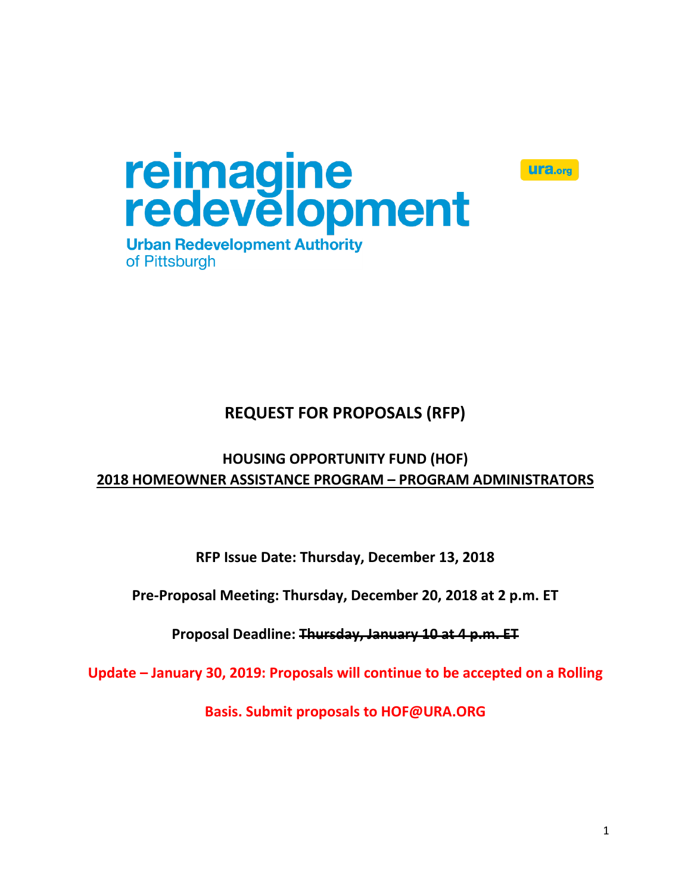reimagine redevelopment

Urban Redevelopment Authority of Pittsburgh

ura.org

# REQUEST FOR PROPOSALS (RFP)

## HOUSING OPPORTUNITY FUND (HOF)

## 2018 HOMEOWNER ASSISTANCE PROGRAM – PROGRAM ADMINISTRATORS

**RFP Issue Date: Thursday, December 13, 2018**

**Pre-Proposal Meeting: Thursday, December 20, 2018 at 2 p.m. ET**

**Proposal Deadline: ~~Thursday, January 10 at 4 p.m. ET~~**

**Update – January 30, 2019: Proposals will continue to be accepted on a Rolling Basis. Submit proposals to HOF@URA.ORG**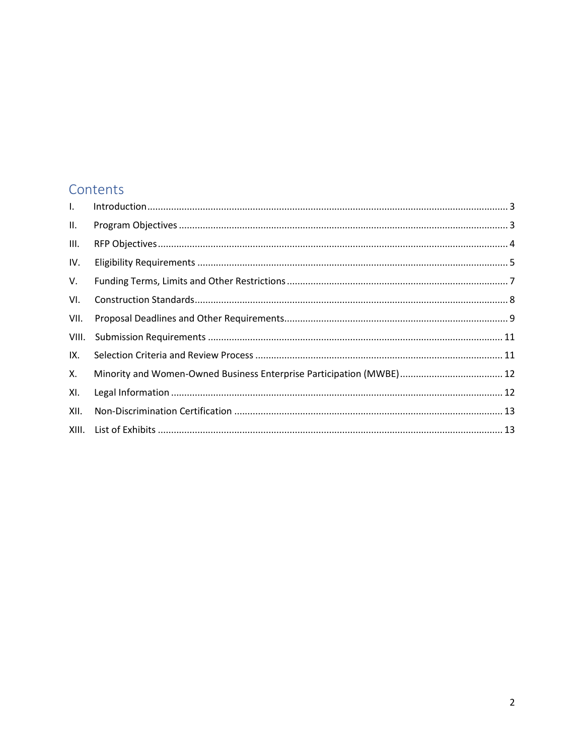# Contents

I. Introduction ........ 3

II. Program Objectives ........ 3

III. RFP Objectives ........ 4

IV. Eligibility Requirements ........ 5

V. Funding Terms, Limits and Other Restrictions ........ 7

VI. Construction Standards ........ 8

VII. Proposal Deadlines and Other Requirements ........ 9

VIII. Submission Requirements ........ 11

IX. Selection Criteria and Review Process ........ 11

X. Minority and Women-Owned Business Enterprise Participation (MWBE) ........ 12

XI. Legal Information ........ 12

XII. Non-Discrimination Certification ........ 13

XIII. List of Exhibits ........ 13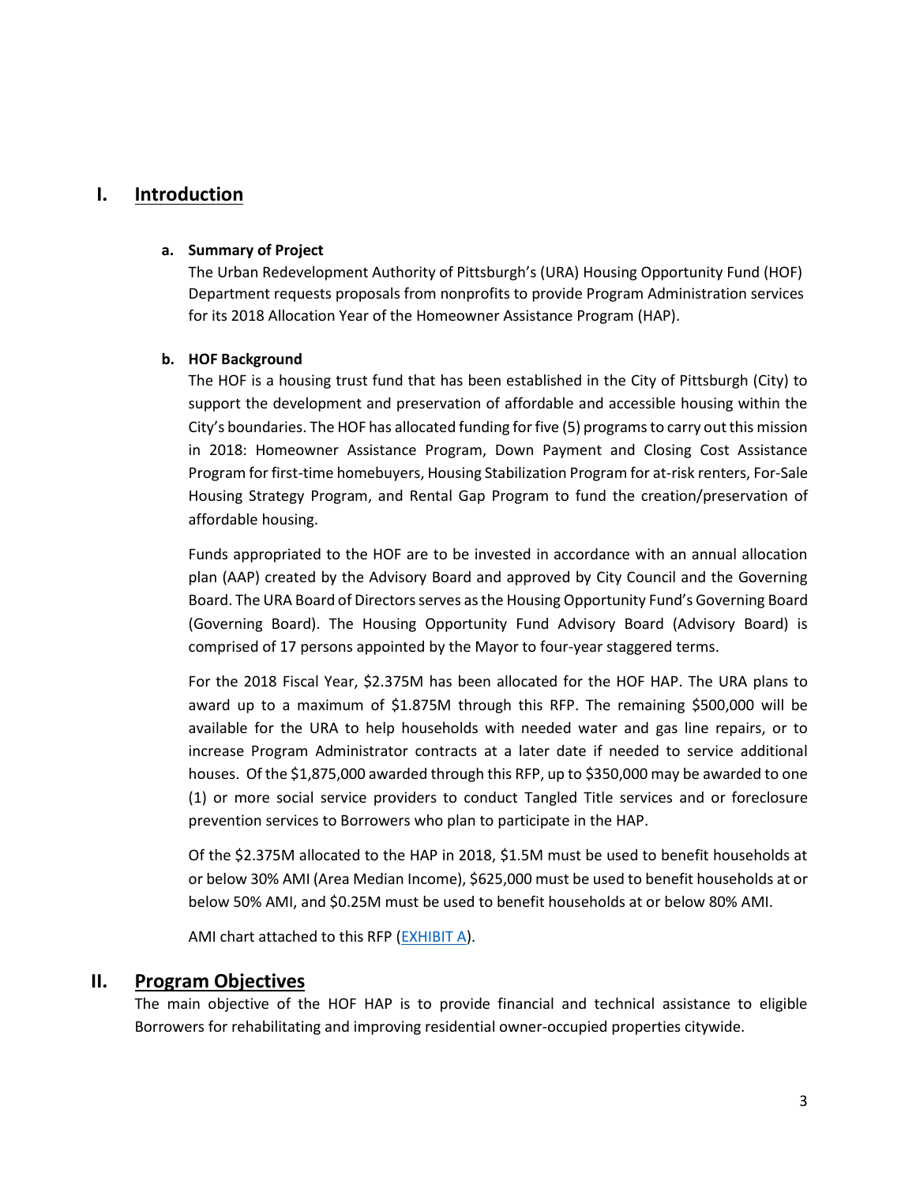# I. Introduction

### a. Summary of Project

The Urban Redevelopment Authority of Pittsburgh's (URA) Housing Opportunity Fund (HOF) Department requests proposals from nonprofits to provide Program Administration services for its 2018 Allocation Year of the Homeowner Assistance Program (HAP).

### b. HOF Background

The HOF is a housing trust fund that has been established in the City of Pittsburgh (City) to support the development and preservation of affordable and accessible housing within the City's boundaries. The HOF has allocated funding for five (5) programs to carry out this mission in 2018: Homeowner Assistance Program, Down Payment and Closing Cost Assistance Program for first-time homebuyers, Housing Stabilization Program for at-risk renters, For-Sale Housing Strategy Program, and Rental Gap Program to fund the creation/preservation of affordable housing.

Funds appropriated to the HOF are to be invested in accordance with an annual allocation plan (AAP) created by the Advisory Board and approved by City Council and the Governing Board. The URA Board of Directors serves as the Housing Opportunity Fund's Governing Board (Governing Board). The Housing Opportunity Fund Advisory Board (Advisory Board) is comprised of 17 persons appointed by the Mayor to four-year staggered terms.

For the 2018 Fiscal Year, $2.375M has been allocated for the HOF HAP. The URA plans to award up to a maximum of $1.875M through this RFP. The remaining $500,000 will be available for the URA to help households with needed water and gas line repairs, or to increase Program Administrator contracts at a later date if needed to service additional houses. Of the $1,875,000 awarded through this RFP, up to $350,000 may be awarded to one (1) or more social service providers to conduct Tangled Title services and or foreclosure prevention services to Borrowers who plan to participate in the HAP.

Of the $2.375M allocated to the HAP in 2018, $1.5M must be used to benefit households at or below 30% AMI (Area Median Income), $625,000 must be used to benefit households at or below 50% AMI, and $0.25M must be used to benefit households at or below 80% AMI.

AMI chart attached to this RFP (EXHIBIT A).

# II. Program Objectives

The main objective of the HOF HAP is to provide financial and technical assistance to eligible Borrowers for rehabilitating and improving residential owner-occupied properties citywide.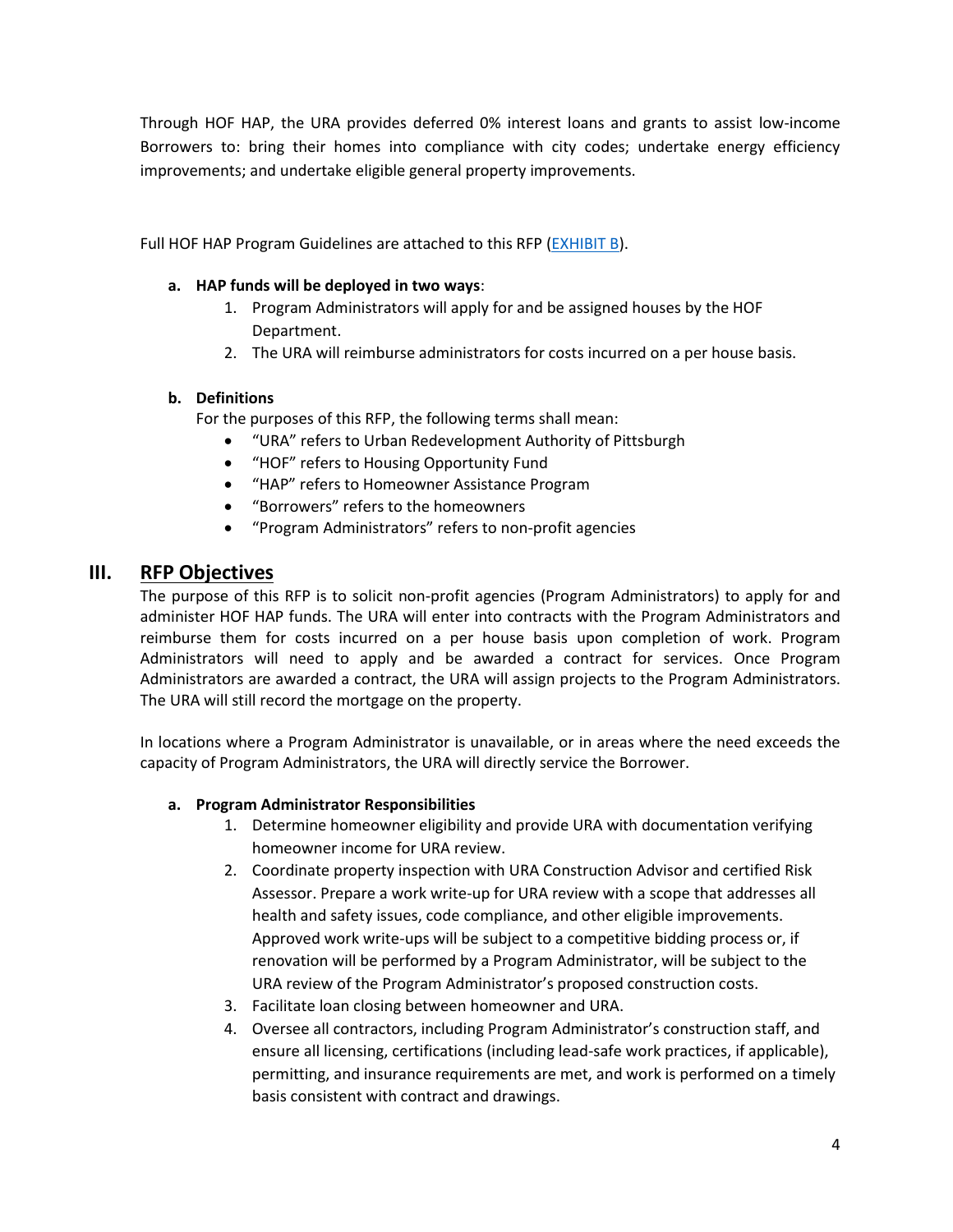Through HOF HAP, the URA provides deferred 0% interest loans and grants to assist low-income Borrowers to: bring their homes into compliance with city codes; undertake energy efficiency improvements; and undertake eligible general property improvements.

Full HOF HAP Program Guidelines are attached to this RFP (EXHIBIT B).

**a. HAP funds will be deployed in two ways**:

1. Program Administrators will apply for and be assigned houses by the HOF Department.
2. The URA will reimburse administrators for costs incurred on a per house basis.

**b. Definitions**

For the purposes of this RFP, the following terms shall mean:

- "URA" refers to Urban Redevelopment Authority of Pittsburgh
- "HOF" refers to Housing Opportunity Fund
- "HAP" refers to Homeowner Assistance Program
- "Borrowers" refers to the homeowners
- "Program Administrators" refers to non-profit agencies

## III. RFP Objectives

The purpose of this RFP is to solicit non-profit agencies (Program Administrators) to apply for and administer HOF HAP funds. The URA will enter into contracts with the Program Administrators and reimburse them for costs incurred on a per house basis upon completion of work. Program Administrators will need to apply and be awarded a contract for services. Once Program Administrators are awarded a contract, the URA will assign projects to the Program Administrators. The URA will still record the mortgage on the property.

In locations where a Program Administrator is unavailable, or in areas where the need exceeds the capacity of Program Administrators, the URA will directly service the Borrower.

**a. Program Administrator Responsibilities**

1. Determine homeowner eligibility and provide URA with documentation verifying homeowner income for URA review.
2. Coordinate property inspection with URA Construction Advisor and certified Risk Assessor. Prepare a work write-up for URA review with a scope that addresses all health and safety issues, code compliance, and other eligible improvements. Approved work write-ups will be subject to a competitive bidding process or, if renovation will be performed by a Program Administrator, will be subject to the URA review of the Program Administrator's proposed construction costs.
3. Facilitate loan closing between homeowner and URA.
4. Oversee all contractors, including Program Administrator's construction staff, and ensure all licensing, certifications (including lead-safe work practices, if applicable), permitting, and insurance requirements are met, and work is performed on a timely basis consistent with contract and drawings.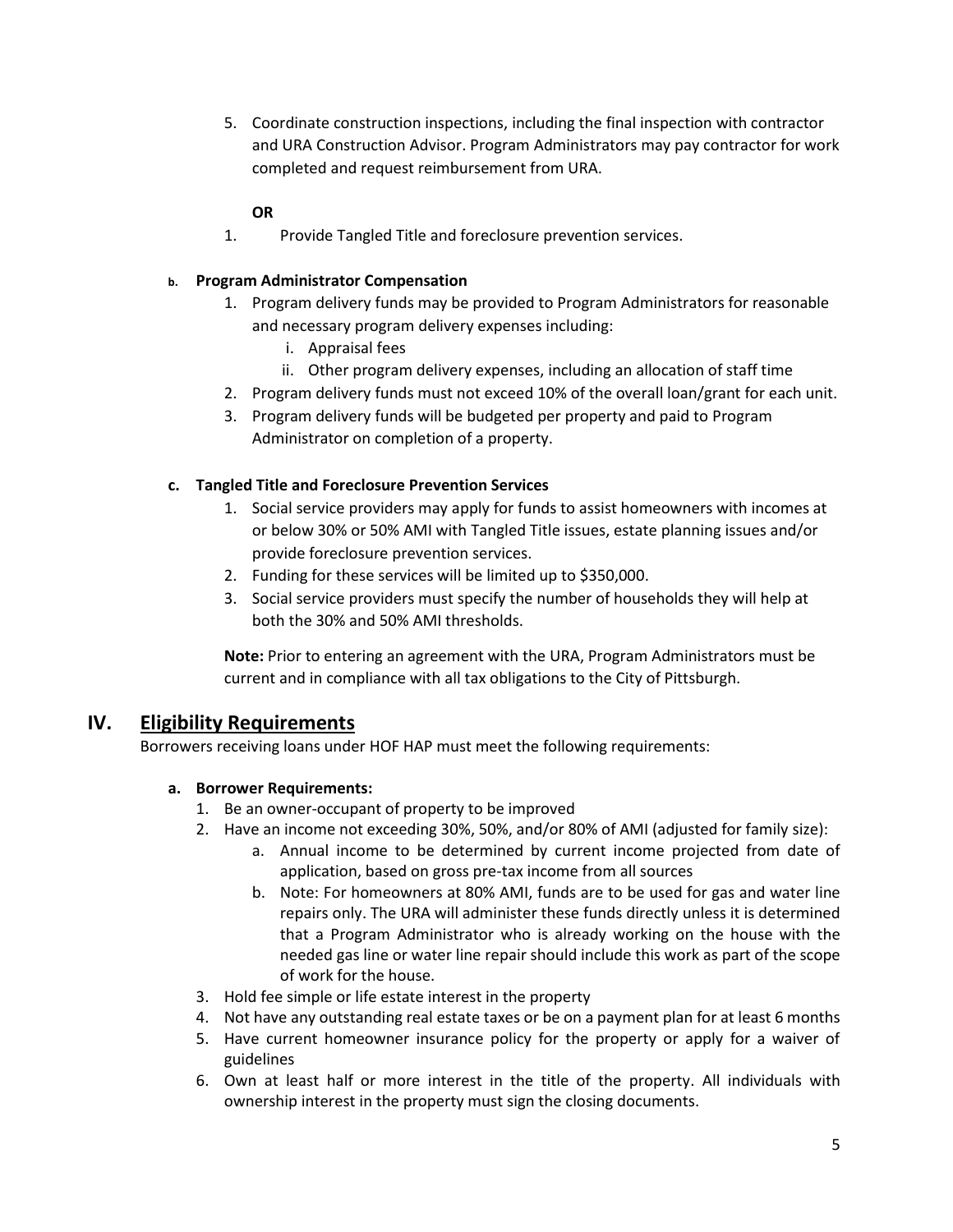5. Coordinate construction inspections, including the final inspection with contractor and URA Construction Advisor. Program Administrators may pay contractor for work completed and request reimbursement from URA.

   **OR**

1. Provide Tangled Title and foreclosure prevention services.

**b. Program Administrator Compensation**

1. Program delivery funds may be provided to Program Administrators for reasonable and necessary program delivery expenses including:
   i. Appraisal fees
   ii. Other program delivery expenses, including an allocation of staff time
2. Program delivery funds must not exceed 10% of the overall loan/grant for each unit.
3. Program delivery funds will be budgeted per property and paid to Program Administrator on completion of a property.

**c. Tangled Title and Foreclosure Prevention Services**

1. Social service providers may apply for funds to assist homeowners with incomes at or below 30% or 50% AMI with Tangled Title issues, estate planning issues and/or provide foreclosure prevention services.
2. Funding for these services will be limited up to $350,000.
3. Social service providers must specify the number of households they will help at both the 30% and 50% AMI thresholds.

**Note:** Prior to entering an agreement with the URA, Program Administrators must be current and in compliance with all tax obligations to the City of Pittsburgh.

## IV. Eligibility Requirements

Borrowers receiving loans under HOF HAP must meet the following requirements:

**a. Borrower Requirements:**

1. Be an owner-occupant of property to be improved
2. Have an income not exceeding 30%, 50%, and/or 80% of AMI (adjusted for family size):
   a. Annual income to be determined by current income projected from date of application, based on gross pre-tax income from all sources
   b. Note: For homeowners at 80% AMI, funds are to be used for gas and water line repairs only. The URA will administer these funds directly unless it is determined that a Program Administrator who is already working on the house with the needed gas line or water line repair should include this work as part of the scope of work for the house.
3. Hold fee simple or life estate interest in the property
4. Not have any outstanding real estate taxes or be on a payment plan for at least 6 months
5. Have current homeowner insurance policy for the property or apply for a waiver of guidelines
6. Own at least half or more interest in the title of the property. All individuals with ownership interest in the property must sign the closing documents.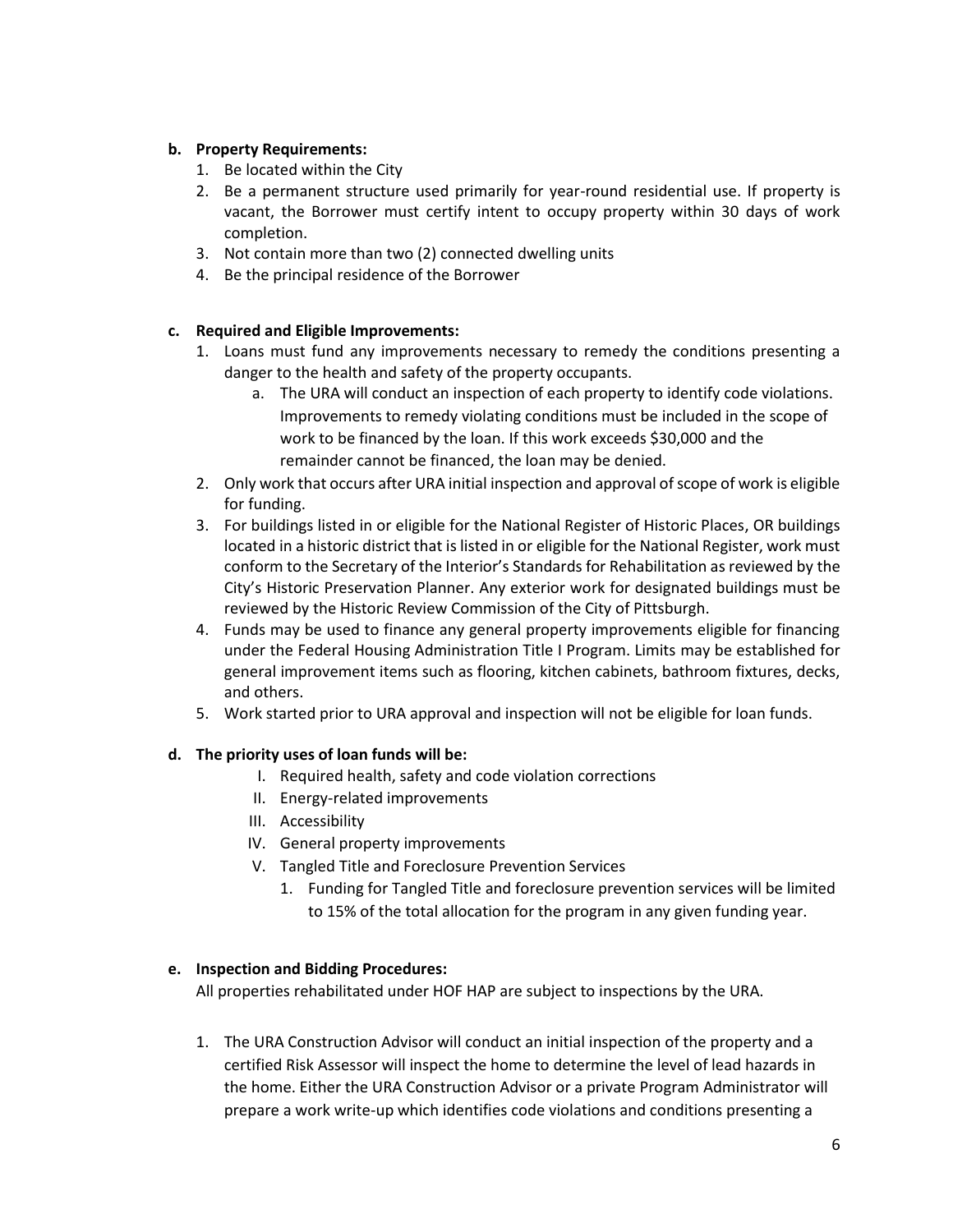**b. Property Requirements:**

1. Be located within the City
2. Be a permanent structure used primarily for year-round residential use. If property is vacant, the Borrower must certify intent to occupy property within 30 days of work completion.
3. Not contain more than two (2) connected dwelling units
4. Be the principal residence of the Borrower

**c. Required and Eligible Improvements:**

1. Loans must fund any improvements necessary to remedy the conditions presenting a danger to the health and safety of the property occupants.
   a. The URA will conduct an inspection of each property to identify code violations. Improvements to remedy violating conditions must be included in the scope of work to be financed by the loan. If this work exceeds $30,000 and the remainder cannot be financed, the loan may be denied.
2. Only work that occurs after URA initial inspection and approval of scope of work is eligible for funding.
3. For buildings listed in or eligible for the National Register of Historic Places, OR buildings located in a historic district that is listed in or eligible for the National Register, work must conform to the Secretary of the Interior's Standards for Rehabilitation as reviewed by the City's Historic Preservation Planner. Any exterior work for designated buildings must be reviewed by the Historic Review Commission of the City of Pittsburgh.
4. Funds may be used to finance any general property improvements eligible for financing under the Federal Housing Administration Title I Program. Limits may be established for general improvement items such as flooring, kitchen cabinets, bathroom fixtures, decks, and others.
5. Work started prior to URA approval and inspection will not be eligible for loan funds.

**d. The priority uses of loan funds will be:**

I. Required health, safety and code violation corrections
II. Energy-related improvements
III. Accessibility
IV. General property improvements
V. Tangled Title and Foreclosure Prevention Services
   1. Funding for Tangled Title and foreclosure prevention services will be limited to 15% of the total allocation for the program in any given funding year.

**e. Inspection and Bidding Procedures:**

All properties rehabilitated under HOF HAP are subject to inspections by the URA.

1. The URA Construction Advisor will conduct an initial inspection of the property and a certified Risk Assessor will inspect the home to determine the level of lead hazards in the home. Either the URA Construction Advisor or a private Program Administrator will prepare a work write-up which identifies code violations and conditions presenting a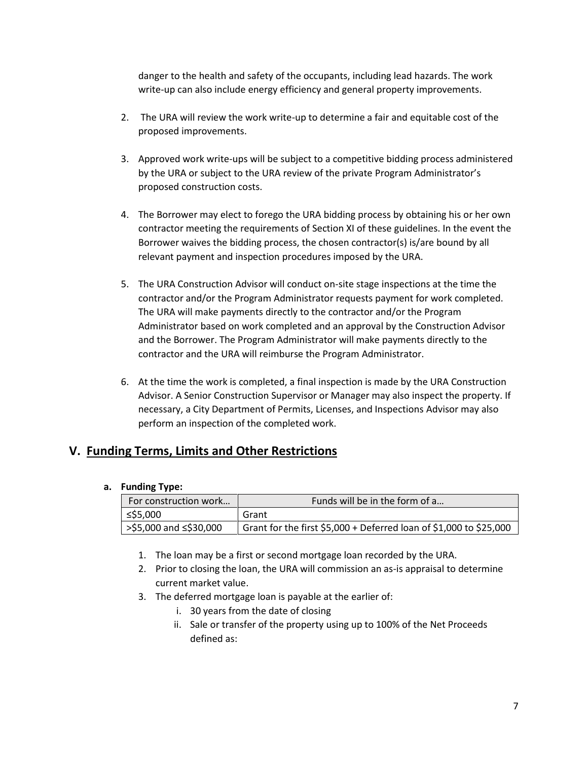danger to the health and safety of the occupants, including lead hazards. The work write-up can also include energy efficiency and general property improvements.

2. The URA will review the work write-up to determine a fair and equitable cost of the proposed improvements.

3. Approved work write-ups will be subject to a competitive bidding process administered by the URA or subject to the URA review of the private Program Administrator's proposed construction costs.

4. The Borrower may elect to forego the URA bidding process by obtaining his or her own contractor meeting the requirements of Section XI of these guidelines. In the event the Borrower waives the bidding process, the chosen contractor(s) is/are bound by all relevant payment and inspection procedures imposed by the URA.

5. The URA Construction Advisor will conduct on-site stage inspections at the time the contractor and/or the Program Administrator requests payment for work completed. The URA will make payments directly to the contractor and/or the Program Administrator based on work completed and an approval by the Construction Advisor and the Borrower. The Program Administrator will make payments directly to the contractor and the URA will reimburse the Program Administrator.

6. At the time the work is completed, a final inspection is made by the URA Construction Advisor. A Senior Construction Supervisor or Manager may also inspect the property. If necessary, a City Department of Permits, Licenses, and Inspections Advisor may also perform an inspection of the completed work.

## V. Funding Terms, Limits and Other Restrictions

**a. Funding Type:**

| For construction work… | Funds will be in the form of a… |
|---|---|
| ≤$5,000 | Grant |
| >$5,000 and ≤$30,000 | Grant for the first $5,000 + Deferred loan of $1,000 to $25,000 |

1. The loan may be a first or second mortgage loan recorded by the URA.
2. Prior to closing the loan, the URA will commission an as-is appraisal to determine current market value.
3. The deferred mortgage loan is payable at the earlier of:
   i. 30 years from the date of closing
   ii. Sale or transfer of the property using up to 100% of the Net Proceeds defined as: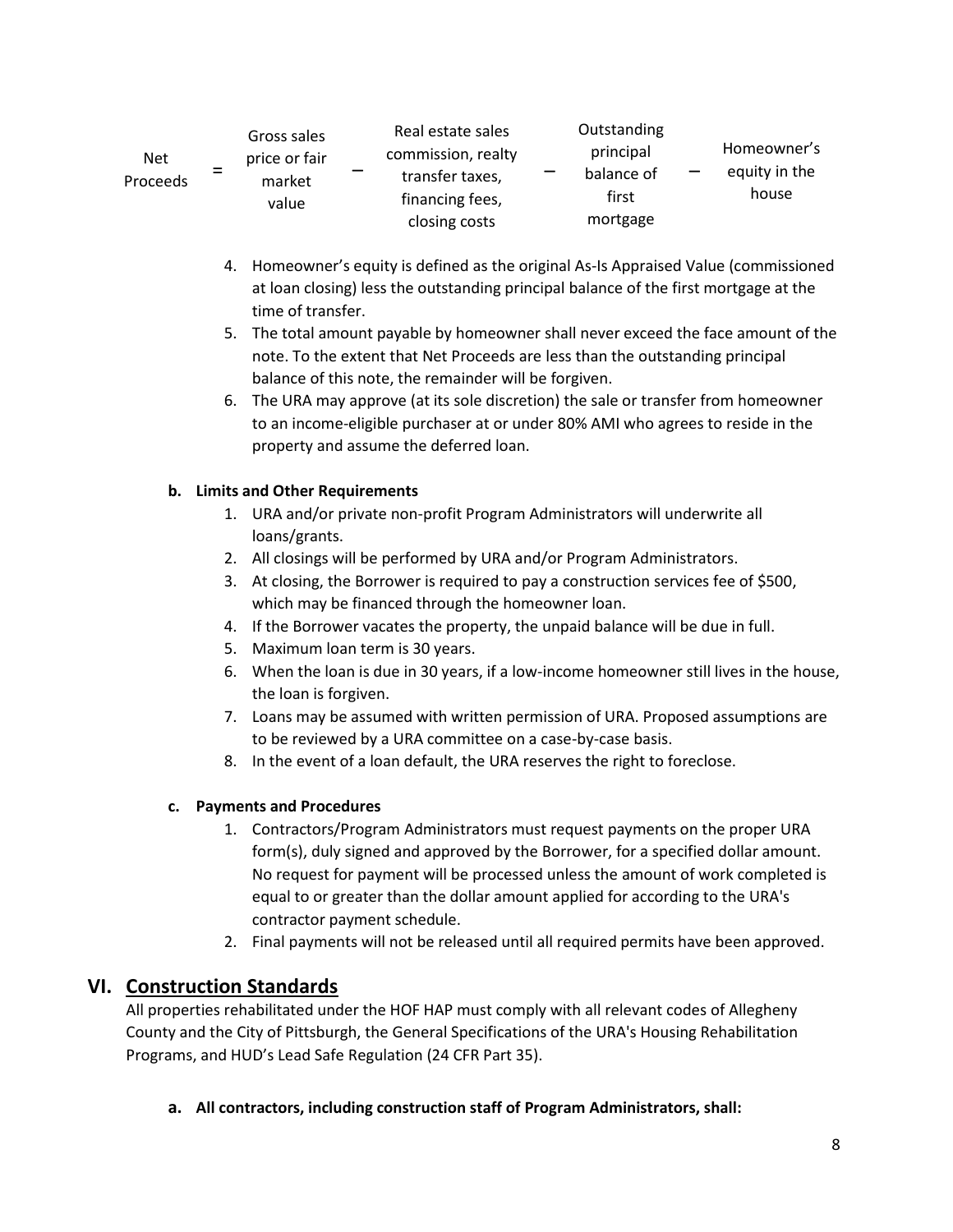$$\text{Net Proceeds} = \text{Gross sales price or fair market value} - \text{Real estate sales commission, realty transfer taxes, financing fees, closing costs} - \text{Outstanding principal balance of first mortgage} - \text{Homeowner's equity in the house}$$

4. Homeowner's equity is defined as the original As-Is Appraised Value (commissioned at loan closing) less the outstanding principal balance of the first mortgage at the time of transfer.
5. The total amount payable by homeowner shall never exceed the face amount of the note. To the extent that Net Proceeds are less than the outstanding principal balance of this note, the remainder will be forgiven.
6. The URA may approve (at its sole discretion) the sale or transfer from homeowner to an income-eligible purchaser at or under 80% AMI who agrees to reside in the property and assume the deferred loan.

### b. Limits and Other Requirements

1. URA and/or private non-profit Program Administrators will underwrite all loans/grants.
2. All closings will be performed by URA and/or Program Administrators.
3. At closing, the Borrower is required to pay a construction services fee of $500, which may be financed through the homeowner loan.
4. If the Borrower vacates the property, the unpaid balance will be due in full.
5. Maximum loan term is 30 years.
6. When the loan is due in 30 years, if a low-income homeowner still lives in the house, the loan is forgiven.
7. Loans may be assumed with written permission of URA. Proposed assumptions are to be reviewed by a URA committee on a case-by-case basis.
8. In the event of a loan default, the URA reserves the right to foreclose.

### c. Payments and Procedures

1. Contractors/Program Administrators must request payments on the proper URA form(s), duly signed and approved by the Borrower, for a specified dollar amount. No request for payment will be processed unless the amount of work completed is equal to or greater than the dollar amount applied for according to the URA's contractor payment schedule.
2. Final payments will not be released until all required permits have been approved.

## VI. Construction Standards

All properties rehabilitated under the HOF HAP must comply with all relevant codes of Allegheny County and the City of Pittsburgh, the General Specifications of the URA's Housing Rehabilitation Programs, and HUD's Lead Safe Regulation (24 CFR Part 35).

### a. All contractors, including construction staff of Program Administrators, shall: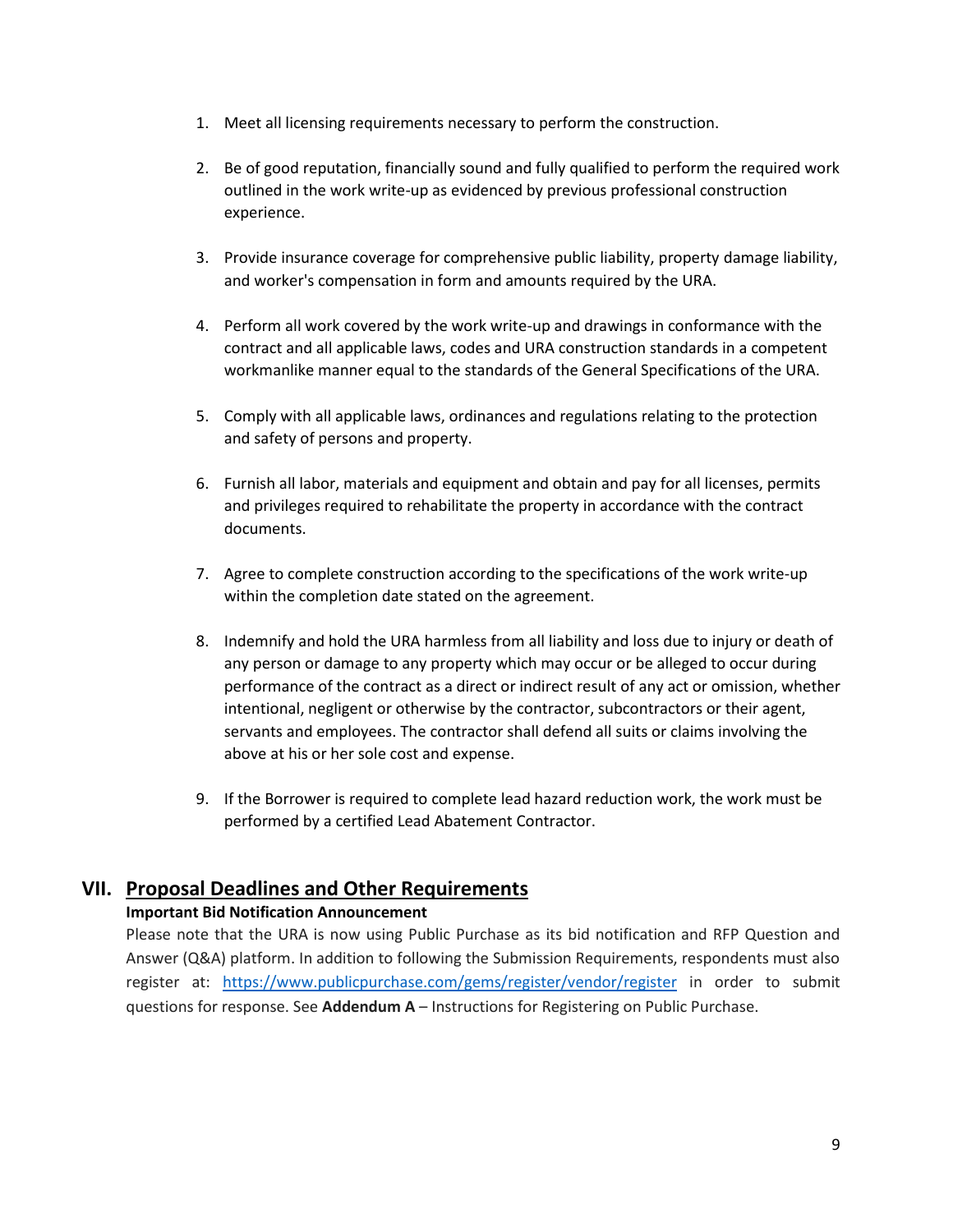1. Meet all licensing requirements necessary to perform the construction.

2. Be of good reputation, financially sound and fully qualified to perform the required work outlined in the work write-up as evidenced by previous professional construction experience.

3. Provide insurance coverage for comprehensive public liability, property damage liability, and worker's compensation in form and amounts required by the URA.

4. Perform all work covered by the work write-up and drawings in conformance with the contract and all applicable laws, codes and URA construction standards in a competent workmanlike manner equal to the standards of the General Specifications of the URA.

5. Comply with all applicable laws, ordinances and regulations relating to the protection and safety of persons and property.

6. Furnish all labor, materials and equipment and obtain and pay for all licenses, permits and privileges required to rehabilitate the property in accordance with the contract documents.

7. Agree to complete construction according to the specifications of the work write-up within the completion date stated on the agreement.

8. Indemnify and hold the URA harmless from all liability and loss due to injury or death of any person or damage to any property which may occur or be alleged to occur during performance of the contract as a direct or indirect result of any act or omission, whether intentional, negligent or otherwise by the contractor, subcontractors or their agent, servants and employees. The contractor shall defend all suits or claims involving the above at his or her sole cost and expense.

9. If the Borrower is required to complete lead hazard reduction work, the work must be performed by a certified Lead Abatement Contractor.

## VII. Proposal Deadlines and Other Requirements

**Important Bid Notification Announcement**

Please note that the URA is now using Public Purchase as its bid notification and RFP Question and Answer (Q&A) platform. In addition to following the Submission Requirements, respondents must also register at: https://www.publicpurchase.com/gems/register/vendor/register in order to submit questions for response. See **Addendum A** – Instructions for Registering on Public Purchase.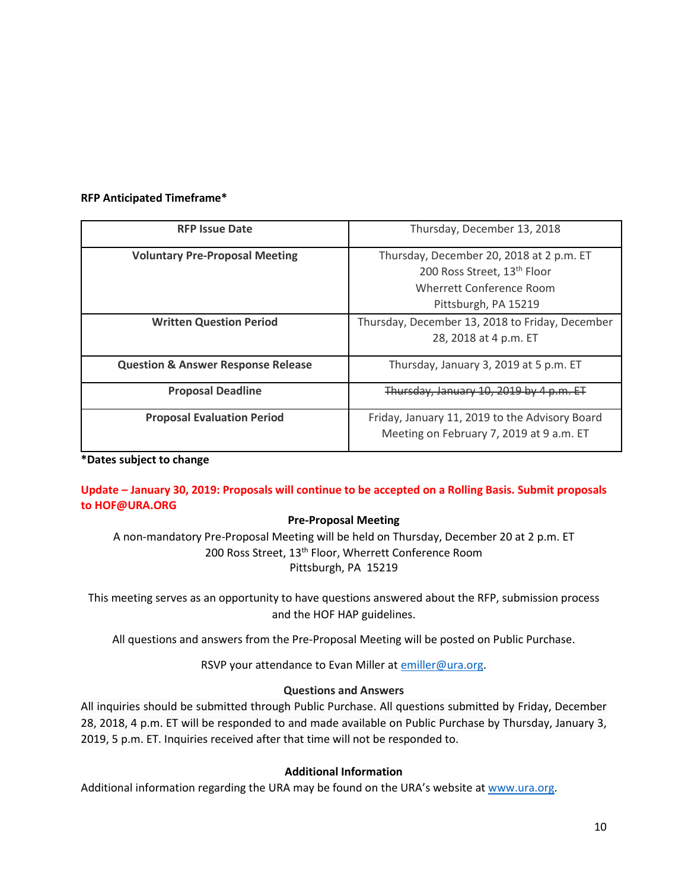**RFP Anticipated Timeframe***

| | |
|---|---|
| **RFP Issue Date** | Thursday, December 13, 2018 |
| **Voluntary Pre-Proposal Meeting** | Thursday, December 20, 2018 at 2 p.m. ET<br>200 Ross Street, 13th Floor<br>Wherrett Conference Room<br>Pittsburgh, PA 15219 |
| **Written Question Period** | Thursday, December 13, 2018 to Friday, December 28, 2018 at 4 p.m. ET |
| **Question & Answer Response Release** | Thursday, January 3, 2019 at 5 p.m. ET |
| **Proposal Deadline** | ~~Thursday, January 10, 2019 by 4 p.m. ET~~ |
| **Proposal Evaluation Period** | Friday, January 11, 2019 to the Advisory Board Meeting on February 7, 2019 at 9 a.m. ET |

***Dates subject to change**

**Update – January 30, 2019: Proposals will continue to be accepted on a Rolling Basis. Submit proposals to HOF@URA.ORG**

**Pre-Proposal Meeting**

A non-mandatory Pre-Proposal Meeting will be held on Thursday, December 20 at 2 p.m. ET
200 Ross Street, 13th Floor, Wherrett Conference Room
Pittsburgh, PA 15219

This meeting serves as an opportunity to have questions answered about the RFP, submission process and the HOF HAP guidelines.

All questions and answers from the Pre-Proposal Meeting will be posted on Public Purchase.

RSVP your attendance to Evan Miller at emiller@ura.org.

**Questions and Answers**

All inquiries should be submitted through Public Purchase. All questions submitted by Friday, December 28, 2018, 4 p.m. ET will be responded to and made available on Public Purchase by Thursday, January 3, 2019, 5 p.m. ET. Inquiries received after that time will not be responded to.

**Additional Information**

Additional information regarding the URA may be found on the URA's website at www.ura.org.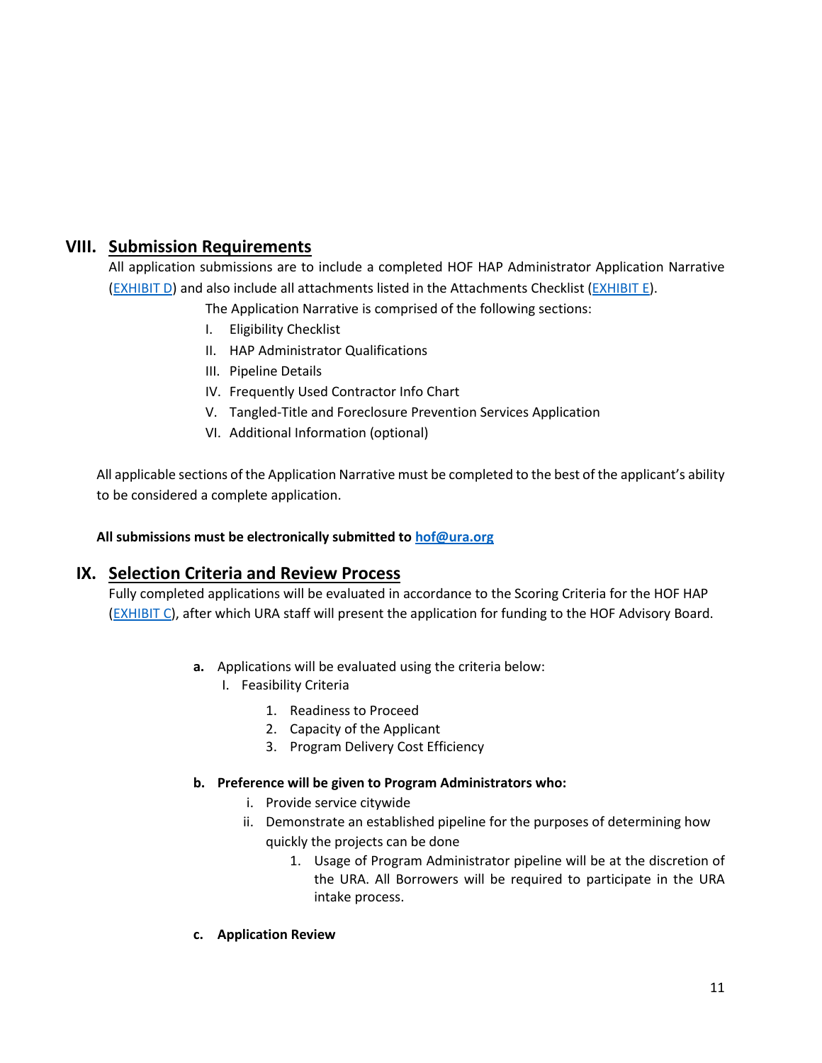## VIII. Submission Requirements

All application submissions are to include a completed HOF HAP Administrator Application Narrative (EXHIBIT D) and also include all attachments listed in the Attachments Checklist (EXHIBIT E).

The Application Narrative is comprised of the following sections:

I. Eligibility Checklist
II. HAP Administrator Qualifications
III. Pipeline Details
IV. Frequently Used Contractor Info Chart
V. Tangled-Title and Foreclosure Prevention Services Application
VI. Additional Information (optional)

All applicable sections of the Application Narrative must be completed to the best of the applicant's ability to be considered a complete application.

**All submissions must be electronically submitted to hof@ura.org**

## IX. Selection Criteria and Review Process

Fully completed applications will be evaluated in accordance to the Scoring Criteria for the HOF HAP (EXHIBIT C), after which URA staff will present the application for funding to the HOF Advisory Board.

**a.** Applications will be evaluated using the criteria below:

I. Feasibility Criteria

1. Readiness to Proceed
2. Capacity of the Applicant
3. Program Delivery Cost Efficiency

**b. Preference will be given to Program Administrators who:**

i. Provide service citywide
ii. Demonstrate an established pipeline for the purposes of determining how quickly the projects can be done
   1. Usage of Program Administrator pipeline will be at the discretion of the URA. All Borrowers will be required to participate in the URA intake process.

**c. Application Review**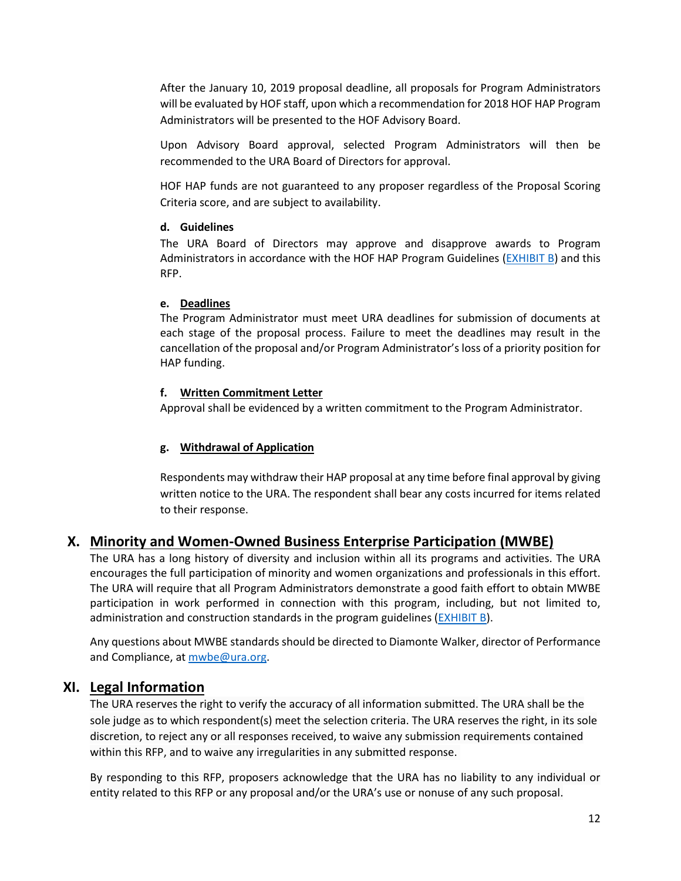After the January 10, 2019 proposal deadline, all proposals for Program Administrators will be evaluated by HOF staff, upon which a recommendation for 2018 HOF HAP Program Administrators will be presented to the HOF Advisory Board.

Upon Advisory Board approval, selected Program Administrators will then be recommended to the URA Board of Directors for approval.

HOF HAP funds are not guaranteed to any proposer regardless of the Proposal Scoring Criteria score, and are subject to availability.

**d. Guidelines**

The URA Board of Directors may approve and disapprove awards to Program Administrators in accordance with the HOF HAP Program Guidelines ([EXHIBIT B]) and this RFP.

**e. Deadlines**

The Program Administrator must meet URA deadlines for submission of documents at each stage of the proposal process. Failure to meet the deadlines may result in the cancellation of the proposal and/or Program Administrator's loss of a priority position for HAP funding.

**f. Written Commitment Letter**

Approval shall be evidenced by a written commitment to the Program Administrator.

**g. Withdrawal of Application**

Respondents may withdraw their HAP proposal at any time before final approval by giving written notice to the URA. The respondent shall bear any costs incurred for items related to their response.

## X. Minority and Women-Owned Business Enterprise Participation (MWBE)

The URA has a long history of diversity and inclusion within all its programs and activities. The URA encourages the full participation of minority and women organizations and professionals in this effort. The URA will require that all Program Administrators demonstrate a good faith effort to obtain MWBE participation in work performed in connection with this program, including, but not limited to, administration and construction standards in the program guidelines ([EXHIBIT B]).

Any questions about MWBE standards should be directed to Diamonte Walker, director of Performance and Compliance, at mwbe@ura.org.

## XI. Legal Information

The URA reserves the right to verify the accuracy of all information submitted. The URA shall be the sole judge as to which respondent(s) meet the selection criteria. The URA reserves the right, in its sole discretion, to reject any or all responses received, to waive any submission requirements contained within this RFP, and to waive any irregularities in any submitted response.

By responding to this RFP, proposers acknowledge that the URA has no liability to any individual or entity related to this RFP or any proposal and/or the URA's use or nonuse of any such proposal.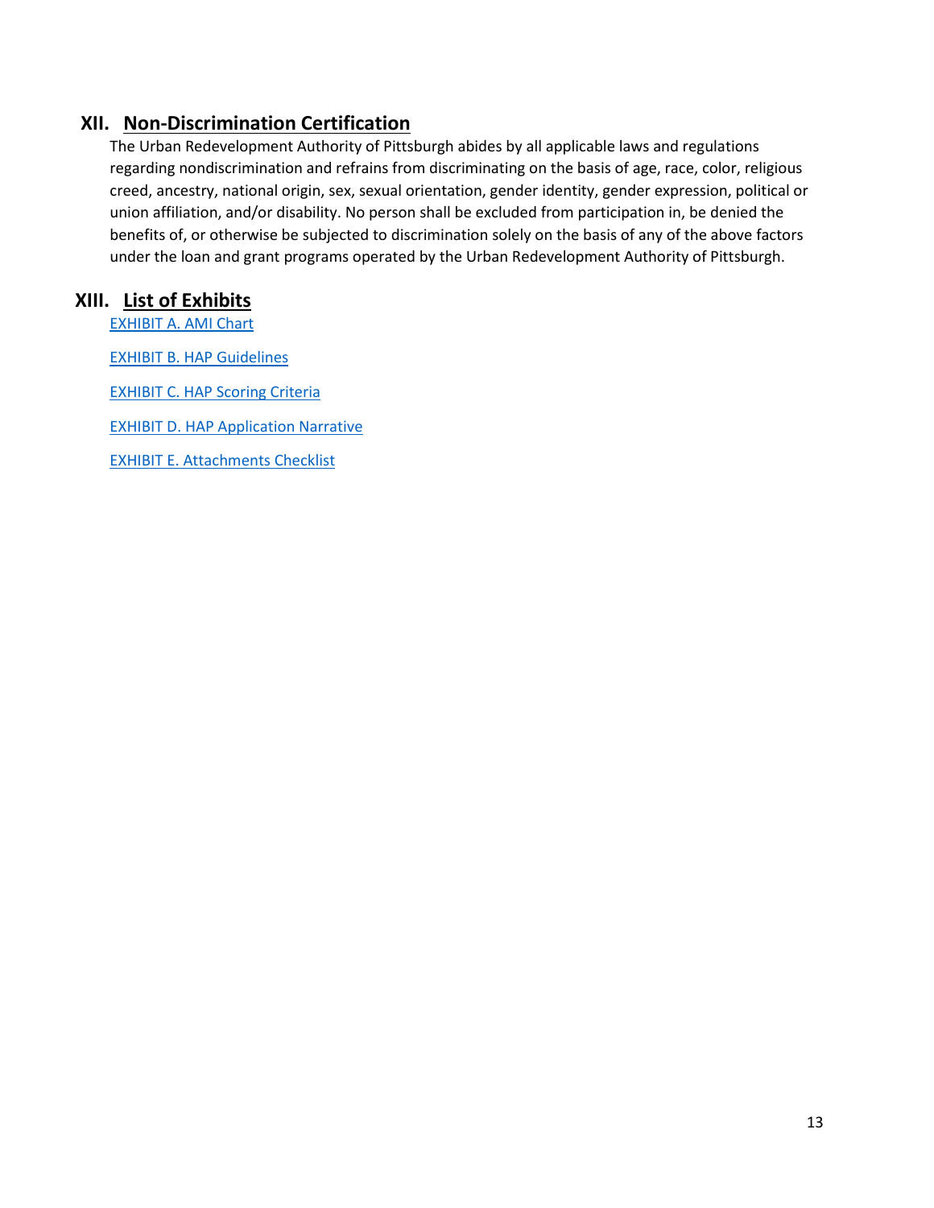## XII. Non-Discrimination Certification

The Urban Redevelopment Authority of Pittsburgh abides by all applicable laws and regulations regarding nondiscrimination and refrains from discriminating on the basis of age, race, color, religious creed, ancestry, national origin, sex, sexual orientation, gender identity, gender expression, political or union affiliation, and/or disability. No person shall be excluded from participation in, be denied the benefits of, or otherwise be subjected to discrimination solely on the basis of any of the above factors under the loan and grant programs operated by the Urban Redevelopment Authority of Pittsburgh.

## XIII. List of Exhibits

EXHIBIT A. AMI Chart

EXHIBIT B. HAP Guidelines

EXHIBIT C. HAP Scoring Criteria

EXHIBIT D. HAP Application Narrative

EXHIBIT E. Attachments Checklist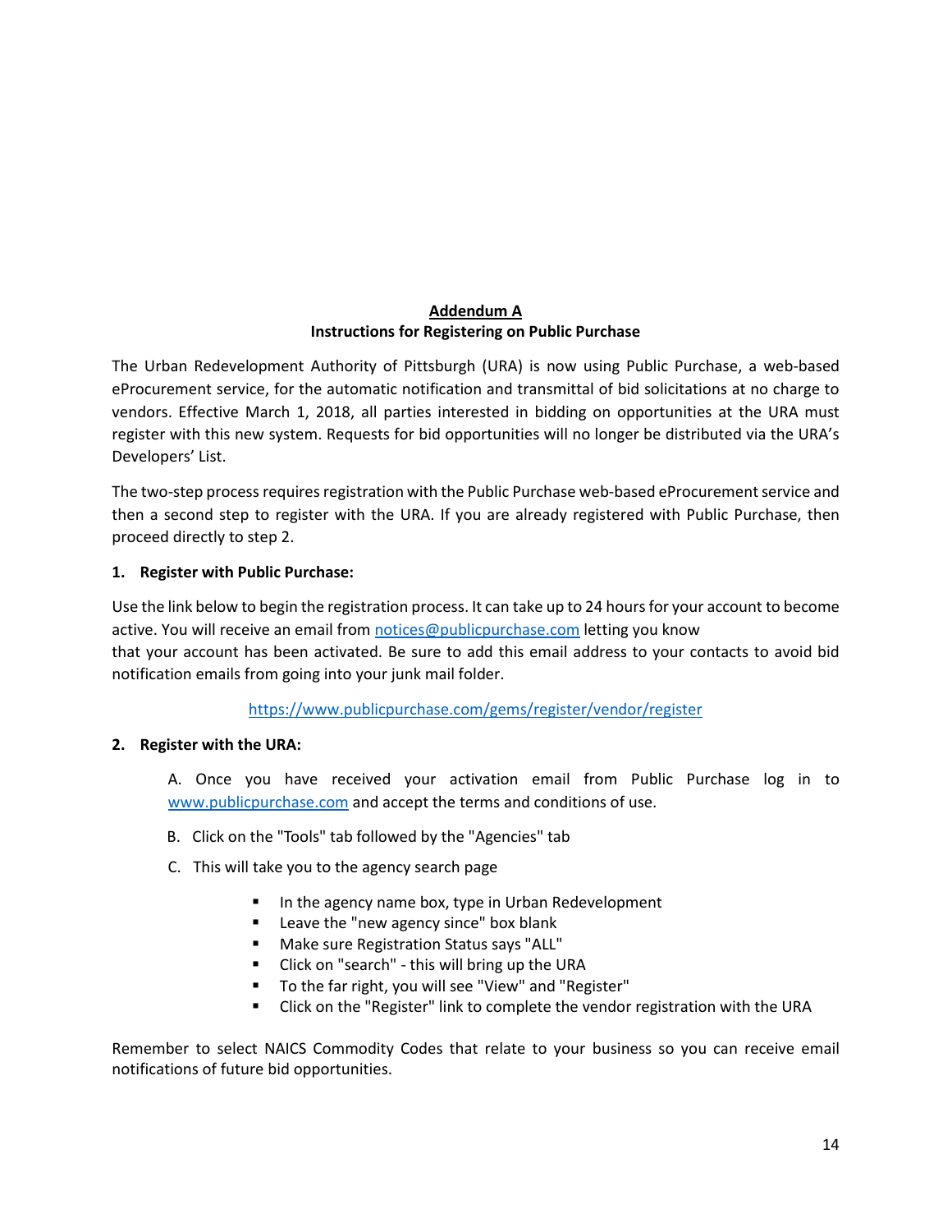## Addendum A

### Instructions for Registering on Public Purchase

The Urban Redevelopment Authority of Pittsburgh (URA) is now using Public Purchase, a web-based eProcurement service, for the automatic notification and transmittal of bid solicitations at no charge to vendors. Effective March 1, 2018, all parties interested in bidding on opportunities at the URA must register with this new system. Requests for bid opportunities will no longer be distributed via the URA's Developers' List.

The two-step process requires registration with the Public Purchase web-based eProcurement service and then a second step to register with the URA. If you are already registered with Public Purchase, then proceed directly to step 2.

**1. Register with Public Purchase:**

Use the link below to begin the registration process. It can take up to 24 hours for your account to become active. You will receive an email from notices@publicpurchase.com letting you know that your account has been activated. Be sure to add this email address to your contacts to avoid bid notification emails from going into your junk mail folder.

https://www.publicpurchase.com/gems/register/vendor/register

**2. Register with the URA:**

A. Once you have received your activation email from Public Purchase log in to www.publicpurchase.com and accept the terms and conditions of use.

B. Click on the "Tools" tab followed by the "Agencies" tab

C. This will take you to the agency search page

- In the agency name box, type in Urban Redevelopment
- Leave the "new agency since" box blank
- Make sure Registration Status says "ALL"
- Click on "search" - this will bring up the URA
- To the far right, you will see "View" and "Register"
- Click on the "Register" link to complete the vendor registration with the URA

Remember to select NAICS Commodity Codes that relate to your business so you can receive email notifications of future bid opportunities.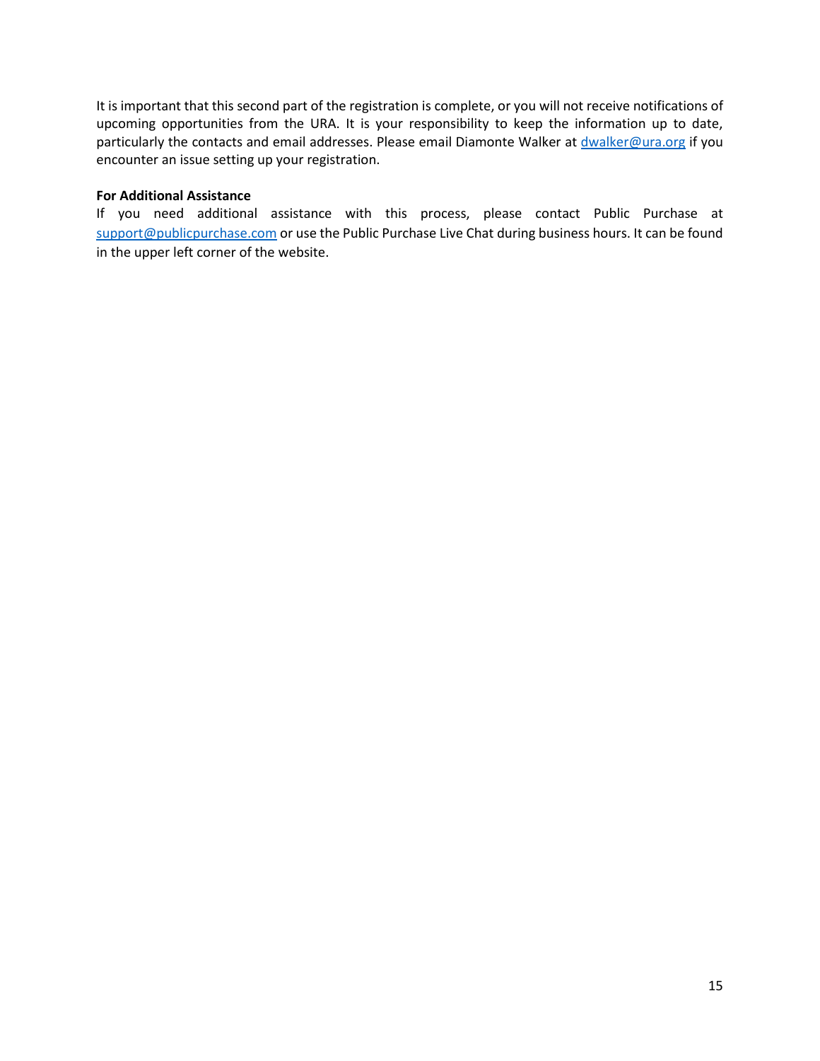It is important that this second part of the registration is complete, or you will not receive notifications of upcoming opportunities from the URA. It is your responsibility to keep the information up to date, particularly the contacts and email addresses. Please email Diamonte Walker at dwalker@ura.org if you encounter an issue setting up your registration.

**For Additional Assistance**

If you need additional assistance with this process, please contact Public Purchase at support@publicpurchase.com or use the Public Purchase Live Chat during business hours. It can be found in the upper left corner of the website.